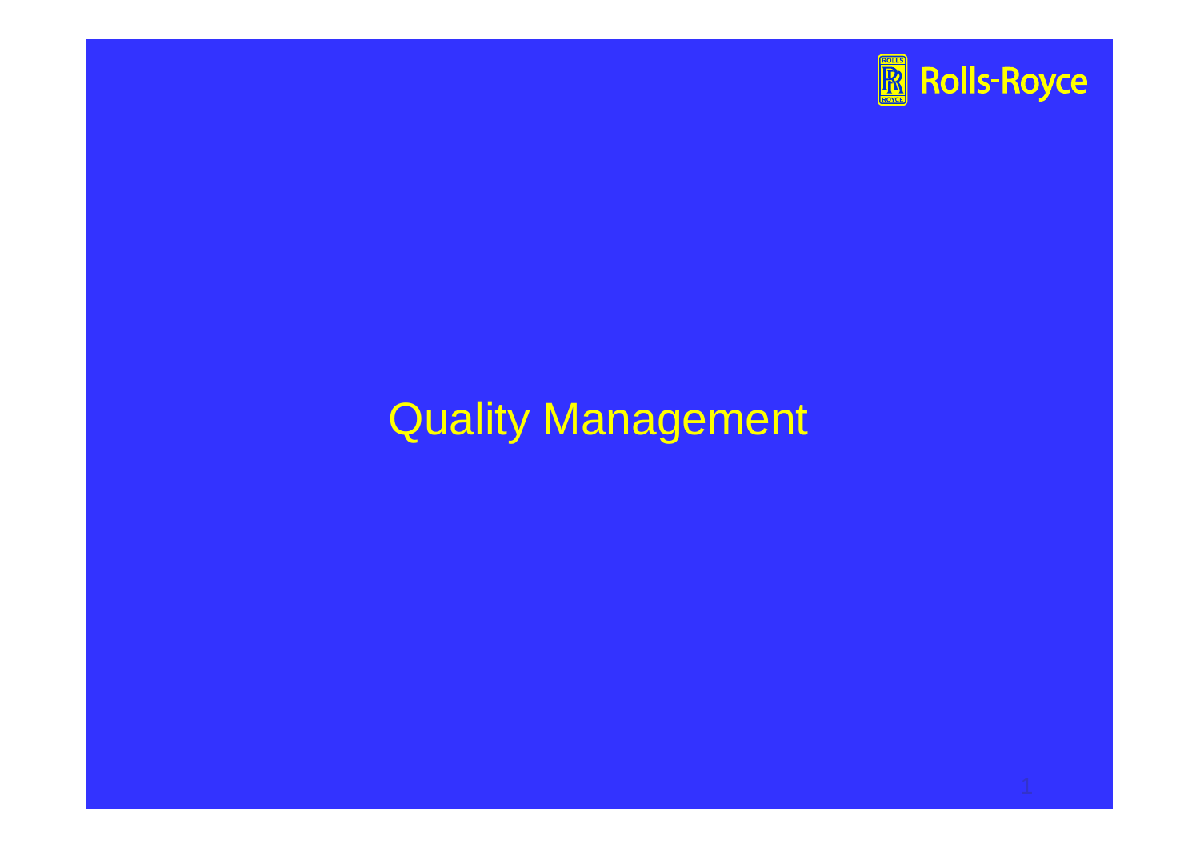Rolls-Royce

# Quality Management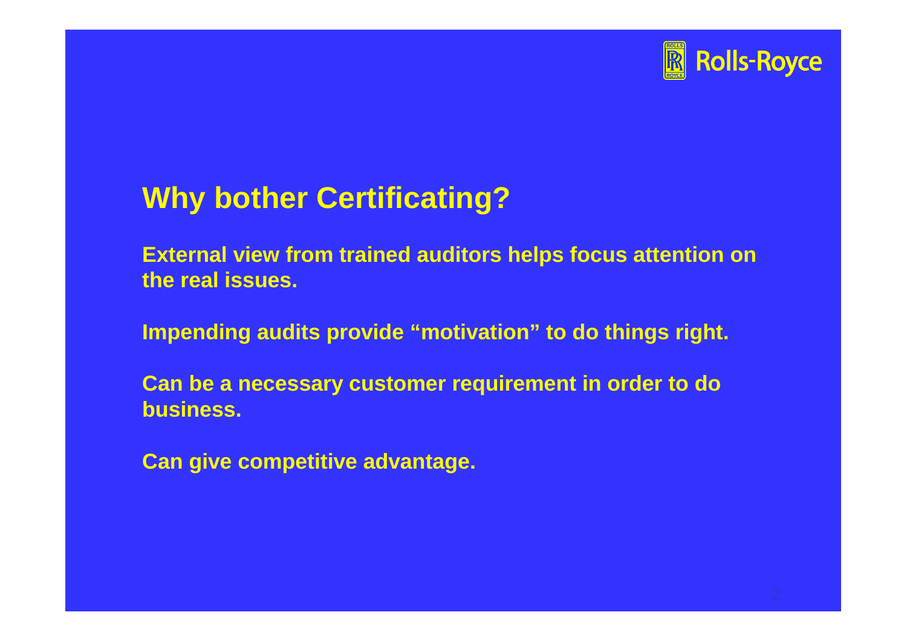# Why bother Certificating?

External view from trained auditors helps focus attention on the real issues.

Impending audits provide “motivation” to do things right.

Can be a necessary customer requirement in order to do business.

Can give competitive advantage.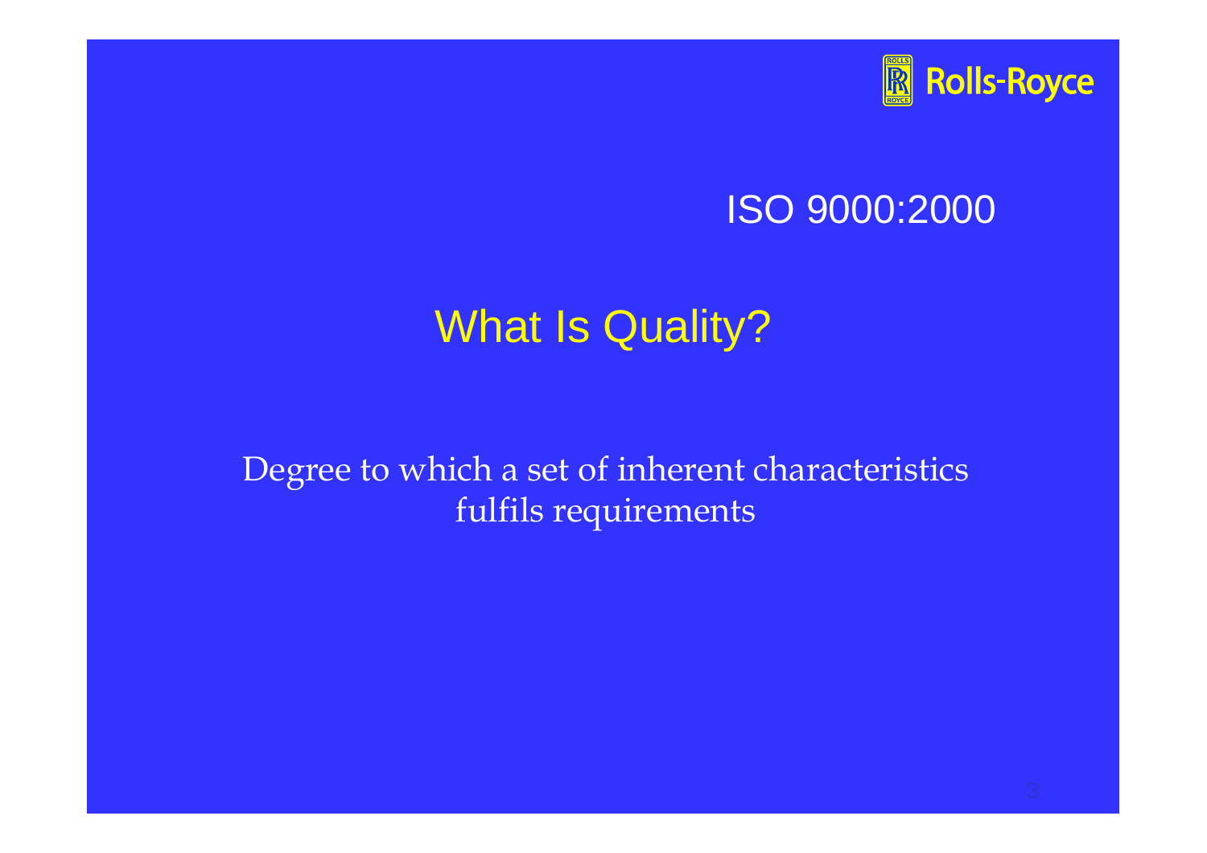ISO 9000:2000

# What Is Quality?

Degree to which a set of inherent characteristics fulfils requirements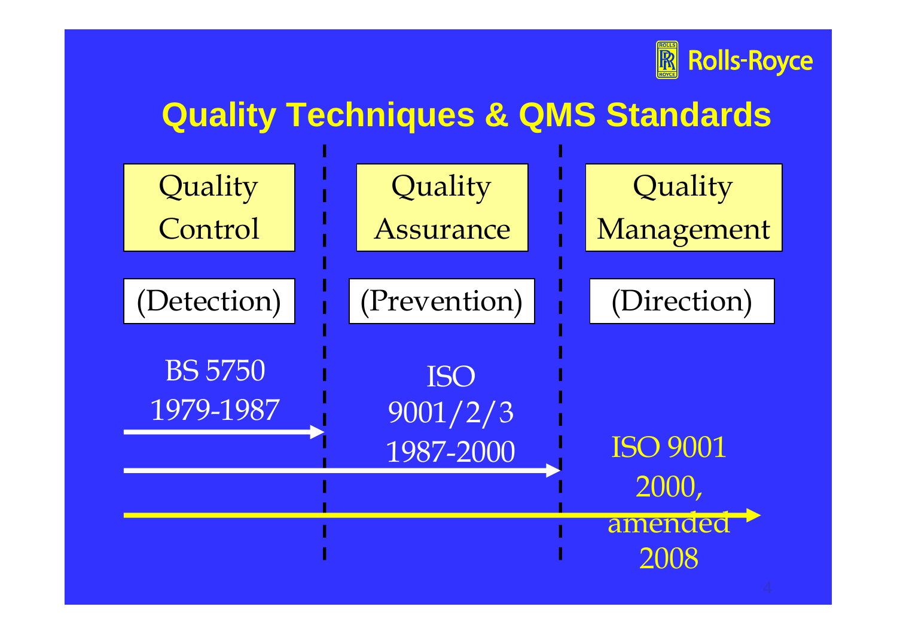# Quality Techniques & QMS Standards

| Quality Control | Quality Assurance | Quality Management |
| --- | --- | --- |
| (Detection) | (Prevention) | (Direction) |
| BS 5750 1979-1987 | ISO 9001/2/3 1987-2000 | ISO 9001 2000, amended 2008 |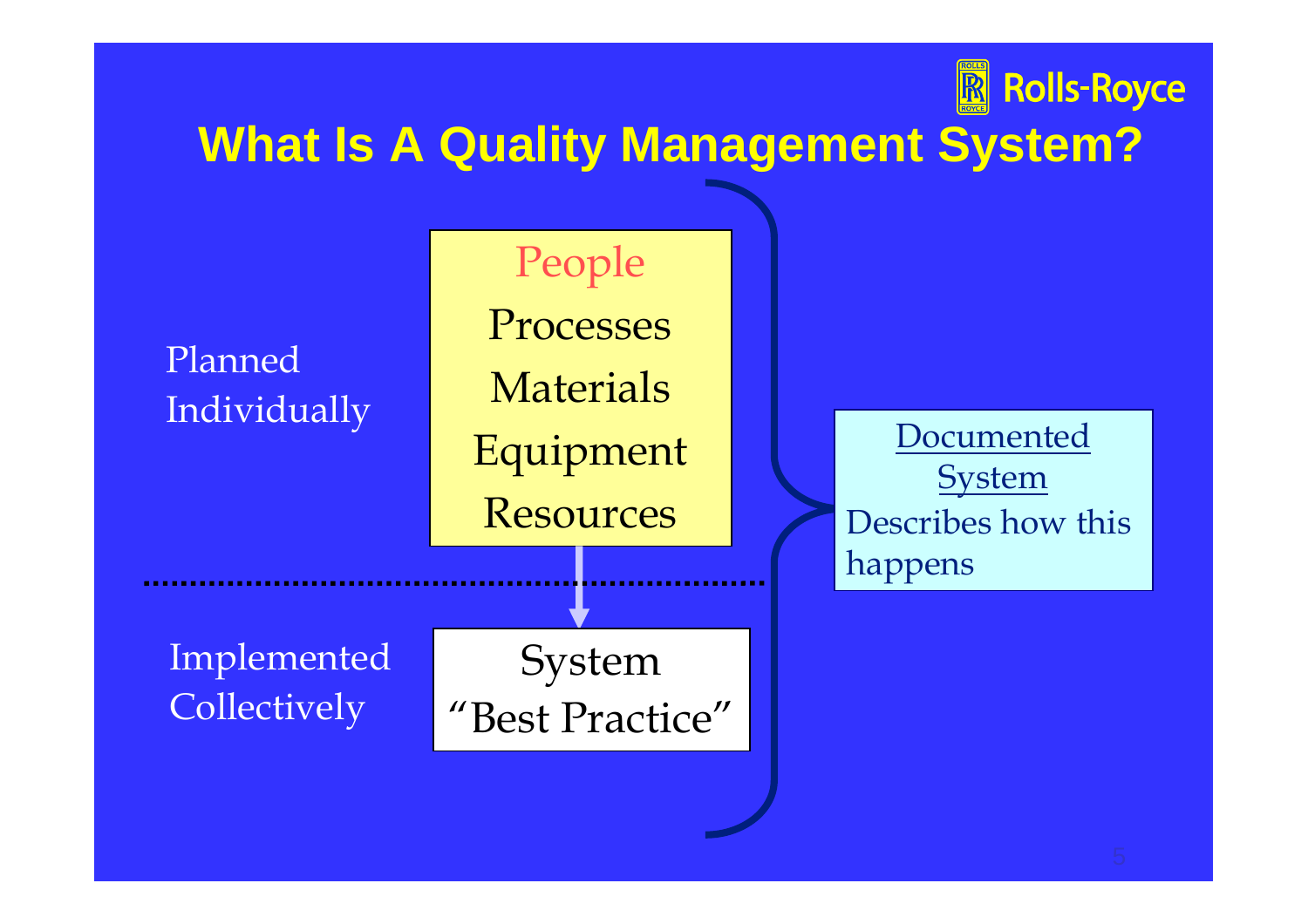# What Is A Quality Management System?

Planned Individually

- People
- Processes
- Materials
- Equipment
- Resources

Implemented Collectively

System "Best Practice"

**Documented System**

Describes how this happens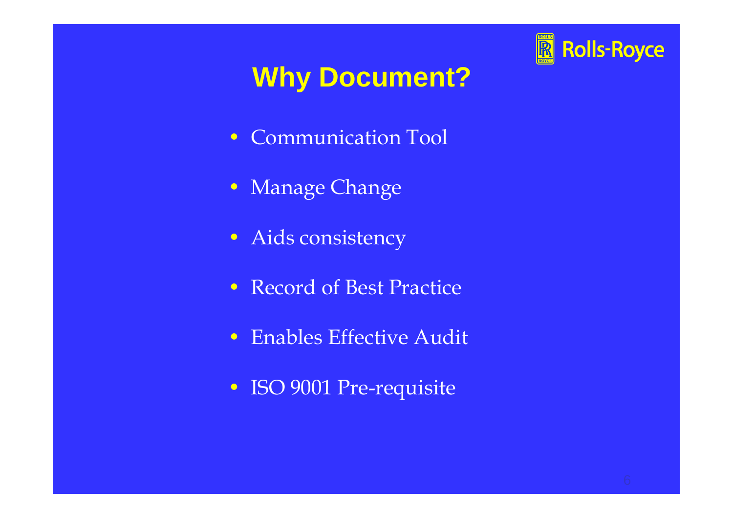# Why Document?

- Communication Tool
- Manage Change
- Aids consistency
- Record of Best Practice
- Enables Effective Audit
- ISO 9001 Pre-requisite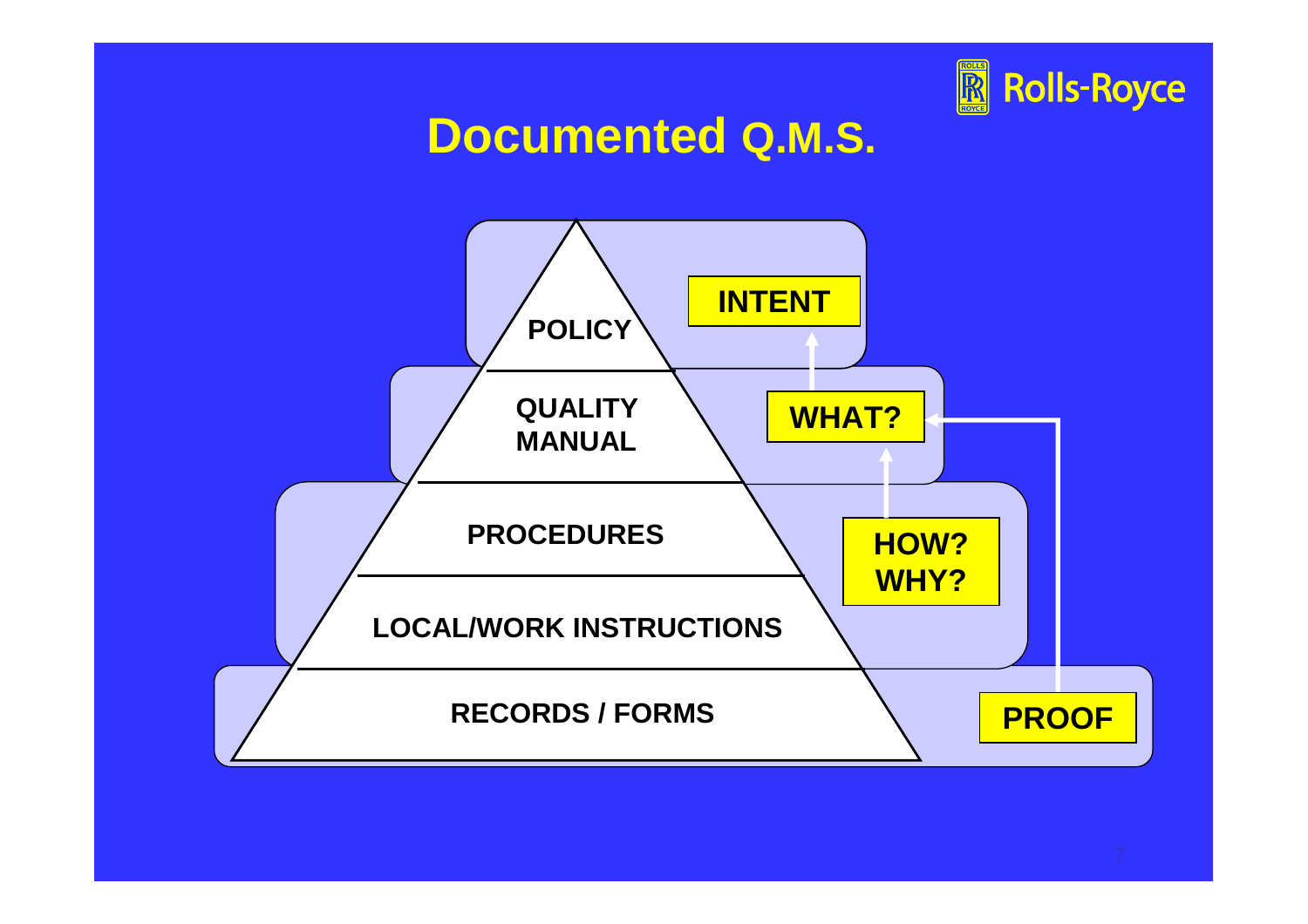# Documented Q.M.S.

| Level | |
|---|---|
| POLICY | INTENT |
| QUALITY MANUAL | WHAT? |
| PROCEDURES | HOW? WHY? |
| LOCAL/WORK INSTRUCTIONS | |
| RECORDS / FORMS | PROOF |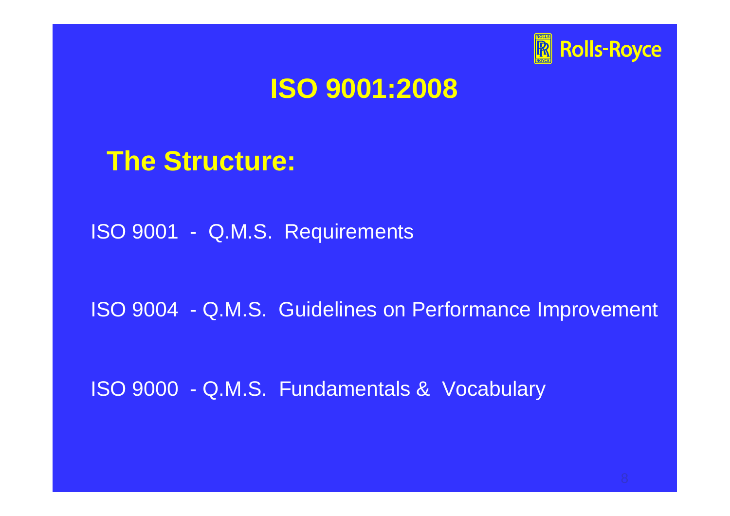# ISO 9001:2008

## The Structure:

ISO 9001 - Q.M.S. Requirements

ISO 9004 - Q.M.S. Guidelines on Performance Improvement

ISO 9000 - Q.M.S. Fundamentals & Vocabulary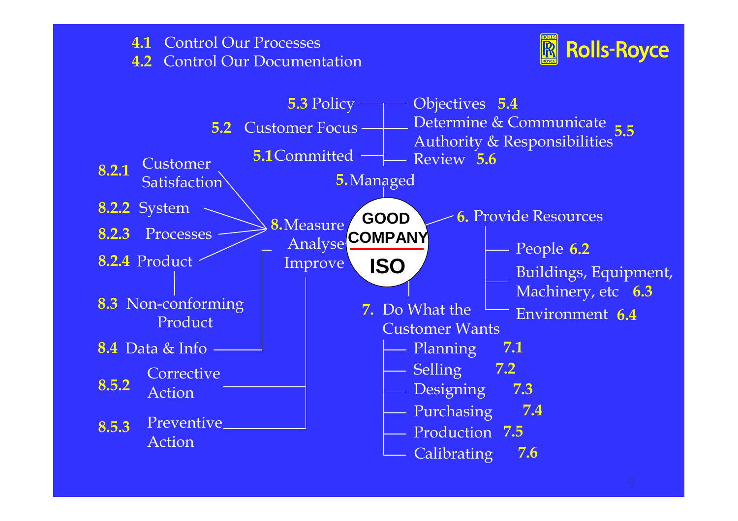- **4.1** Control Our Processes
- **4.2** Control Our Documentation

Rolls-Royce

**GOOD COMPANY**

**ISO**

**5.** Managed

- **5.3** Policy
- **5.2** Customer Focus
- **5.1** Committed
- Objectives **5.4**
- Determine & Communicate Authority & Responsibilities **5.5**
- Review **5.6**

**6.** Provide Resources

- People **6.2**
- Buildings, Equipment, Machinery, etc **6.3**
- Environment **6.4**

**7.** Do What the Customer Wants

- Planning **7.1**
- Selling **7.2**
- Designing **7.3**
- Purchasing **7.4**
- Production **7.5**
- Calibrating **7.6**

**8.** Measure Analyse Improve

- **8.2.1** Customer Satisfaction
- **8.2.2** System
- **8.2.3** Processes
- **8.2.4** Product
- **8.3** Non-conforming Product
- **8.4** Data & Info
- **8.5.2** Corrective Action
- **8.5.3** Preventive Action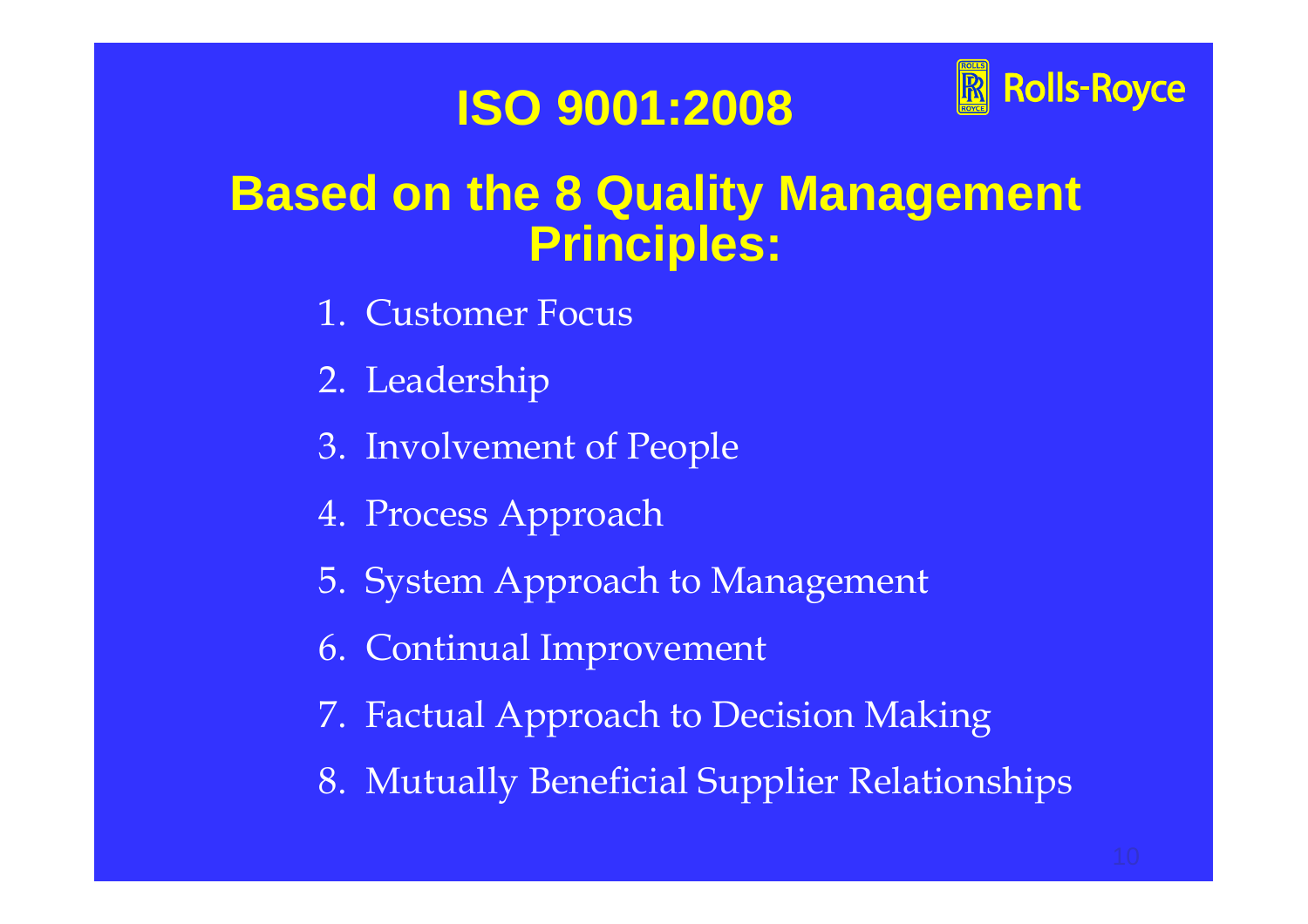# ISO 9001:2008

## Based on the 8 Quality Management Principles:

1. Customer Focus
2. Leadership
3. Involvement of People
4. Process Approach
5. System Approach to Management
6. Continual Improvement
7. Factual Approach to Decision Making
8. Mutually Beneficial Supplier Relationships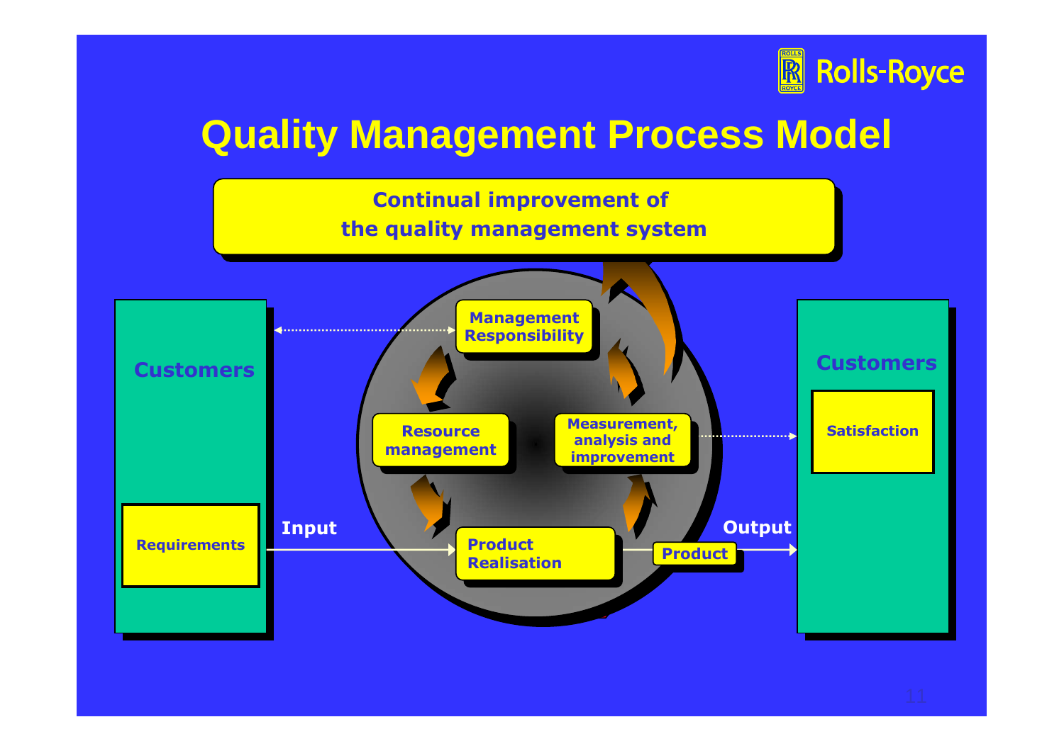# Quality Management Process Model

**Continual improvement of the quality management system**

- Customers
  - Requirements
- Input
- Management Responsibility
- Resource management
- Measurement, analysis and improvement
- Product Realisation
- Product
- Output
- Customers
  - Satisfaction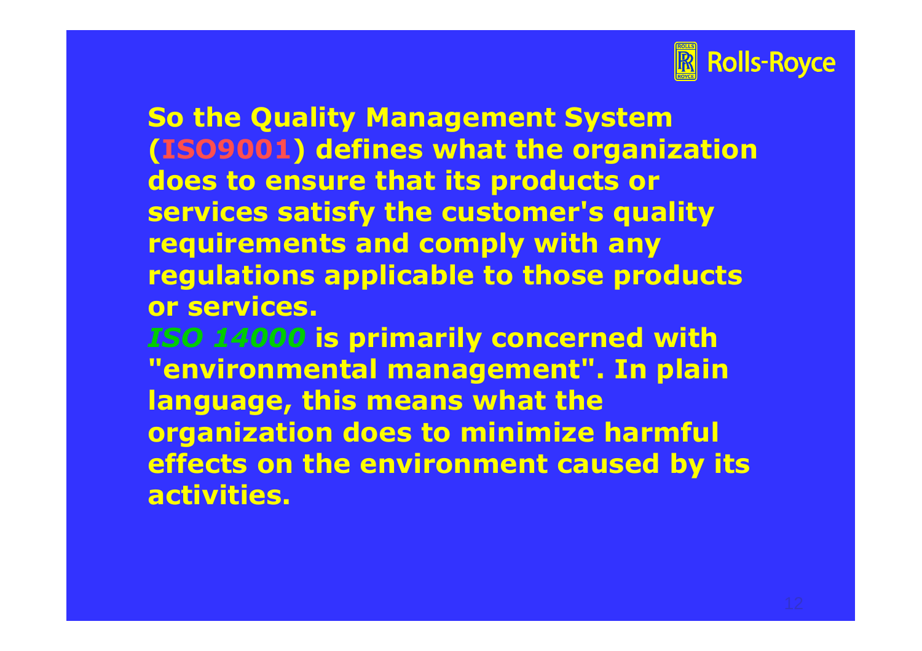**So the Quality Management System (ISO9001) defines what the organization does to ensure that its products or services satisfy the customer's quality requirements and comply with any regulations applicable to those products or services.**

***ISO 14000*** **is primarily concerned with "environmental management". In plain language, this means what the organization does to minimize harmful effects on the environment caused by its activities.**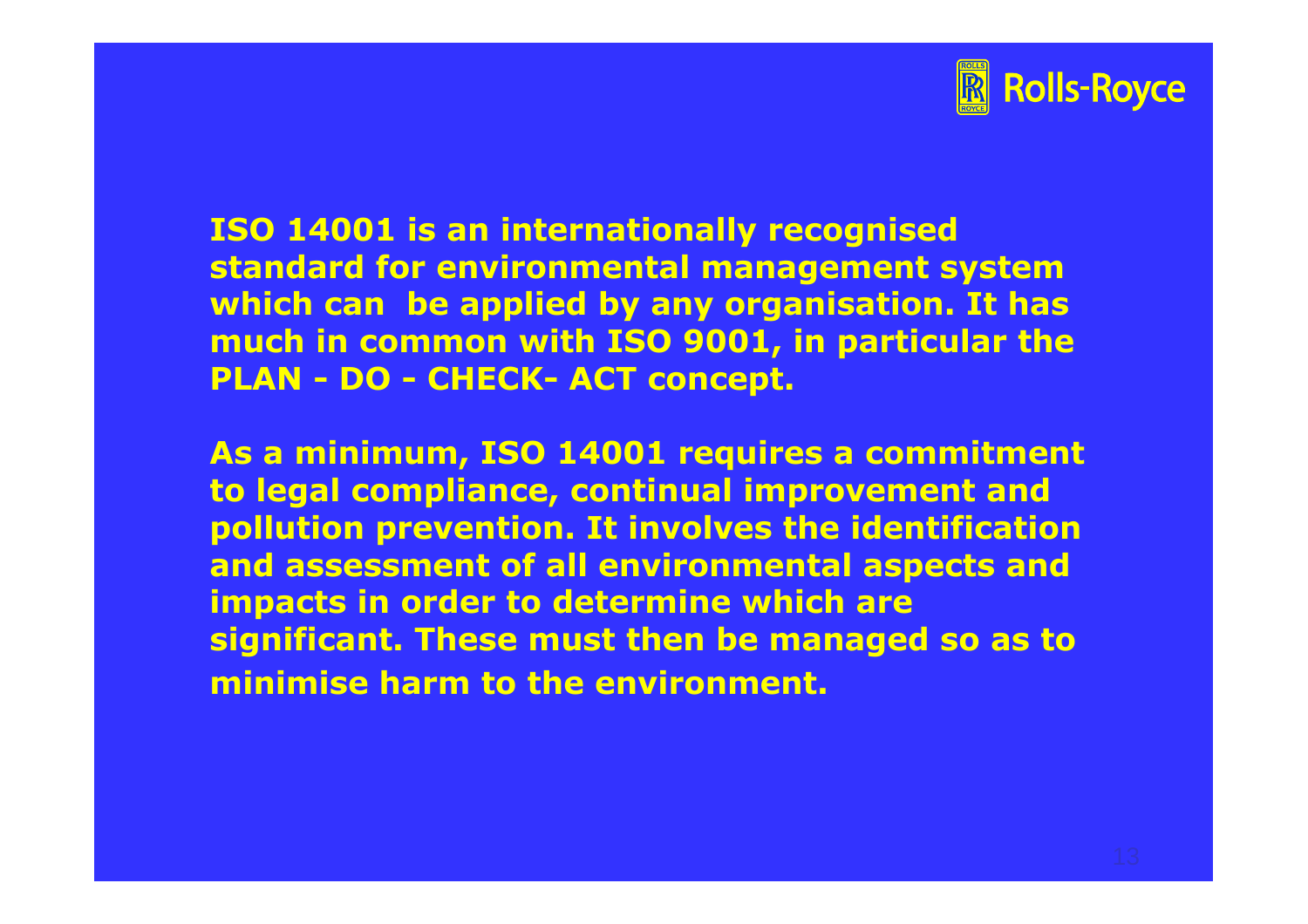**ISO 14001 is an internationally recognised standard for environmental management system which can be applied by any organisation. It has much in common with ISO 9001, in particular the PLAN - DO - CHECK- ACT concept.**

**As a minimum, ISO 14001 requires a commitment to legal compliance, continual improvement and pollution prevention. It involves the identification and assessment of all environmental aspects and impacts in order to determine which are significant. These must then be managed so as to minimise harm to the environment.**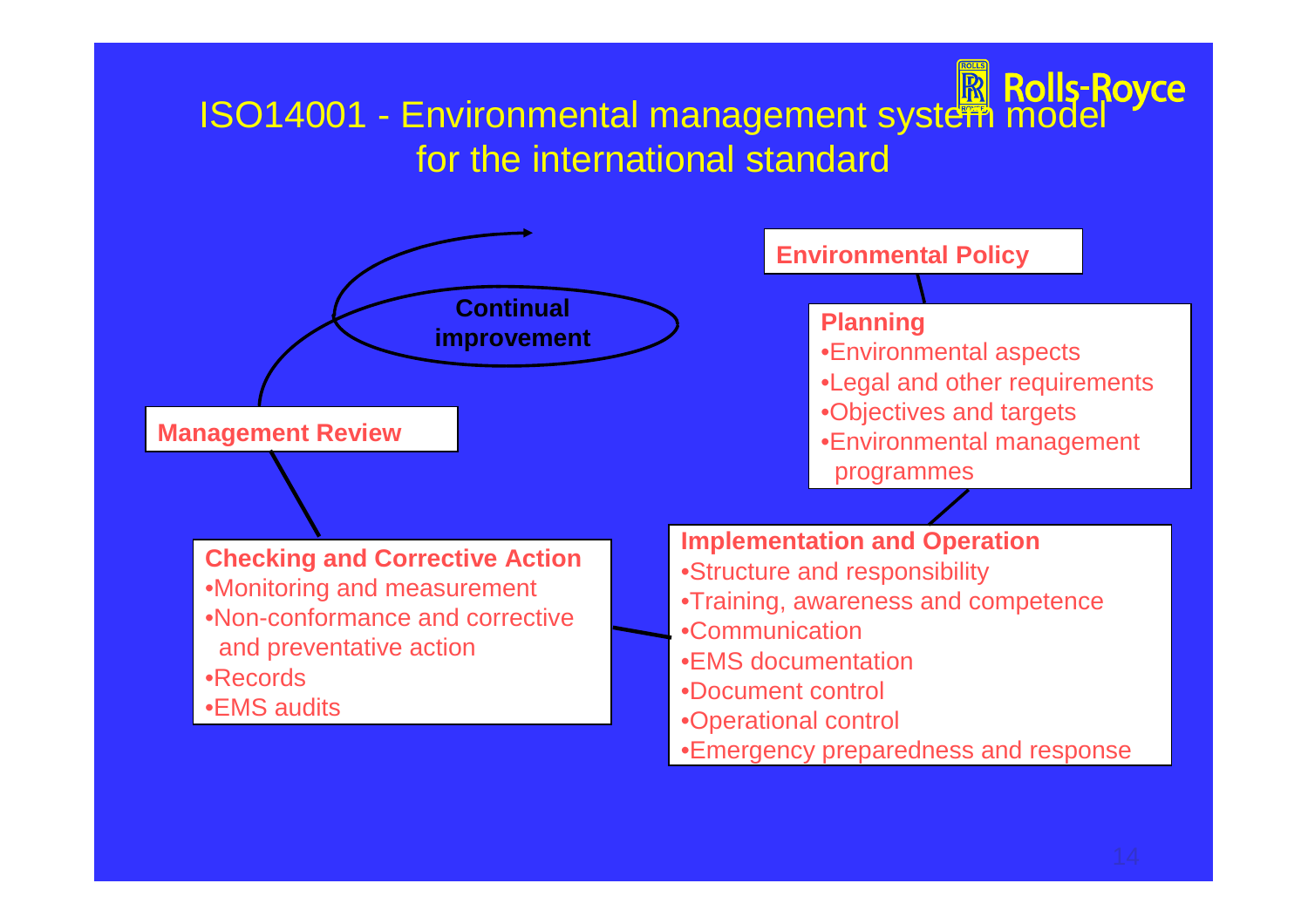# ISO14001 - Environmental management system model for the international standard

**Continual improvement**

**Environmental Policy**

**Planning**
- Environmental aspects
- Legal and other requirements
- Objectives and targets
- Environmental management programmes

**Implementation and Operation**
- Structure and responsibility
- Training, awareness and competence
- Communication
- EMS documentation
- Document control
- Operational control
- Emergency preparedness and response

**Checking and Corrective Action**
- Monitoring and measurement
- Non-conformance and corrective and preventative action
- Records
- EMS audits

**Management Review**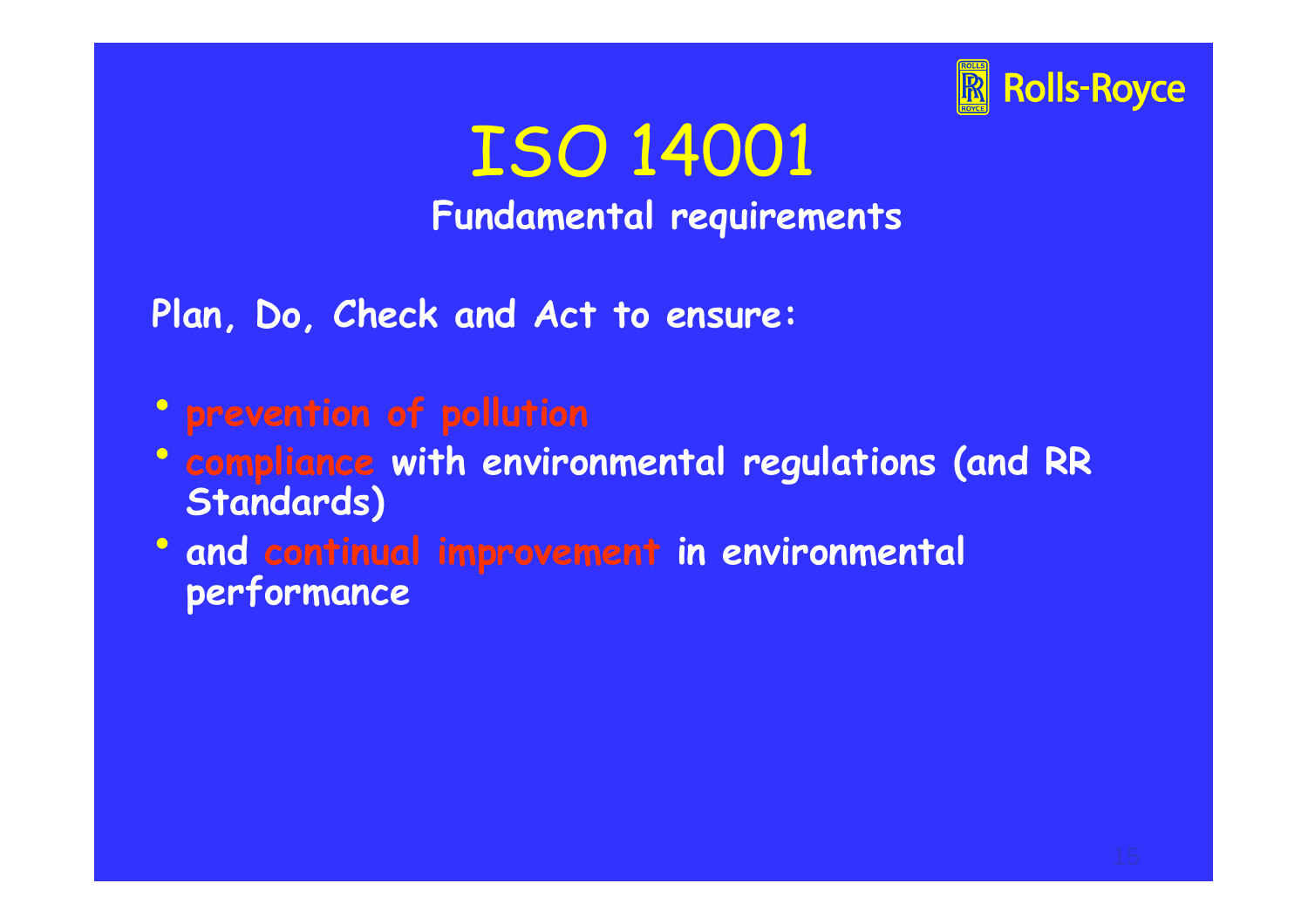# ISO 14001

## Fundamental requirements

Plan, Do, Check and Act to ensure:

- prevention of pollution
- compliance with environmental regulations (and RR Standards)
- and continual improvement in environmental performance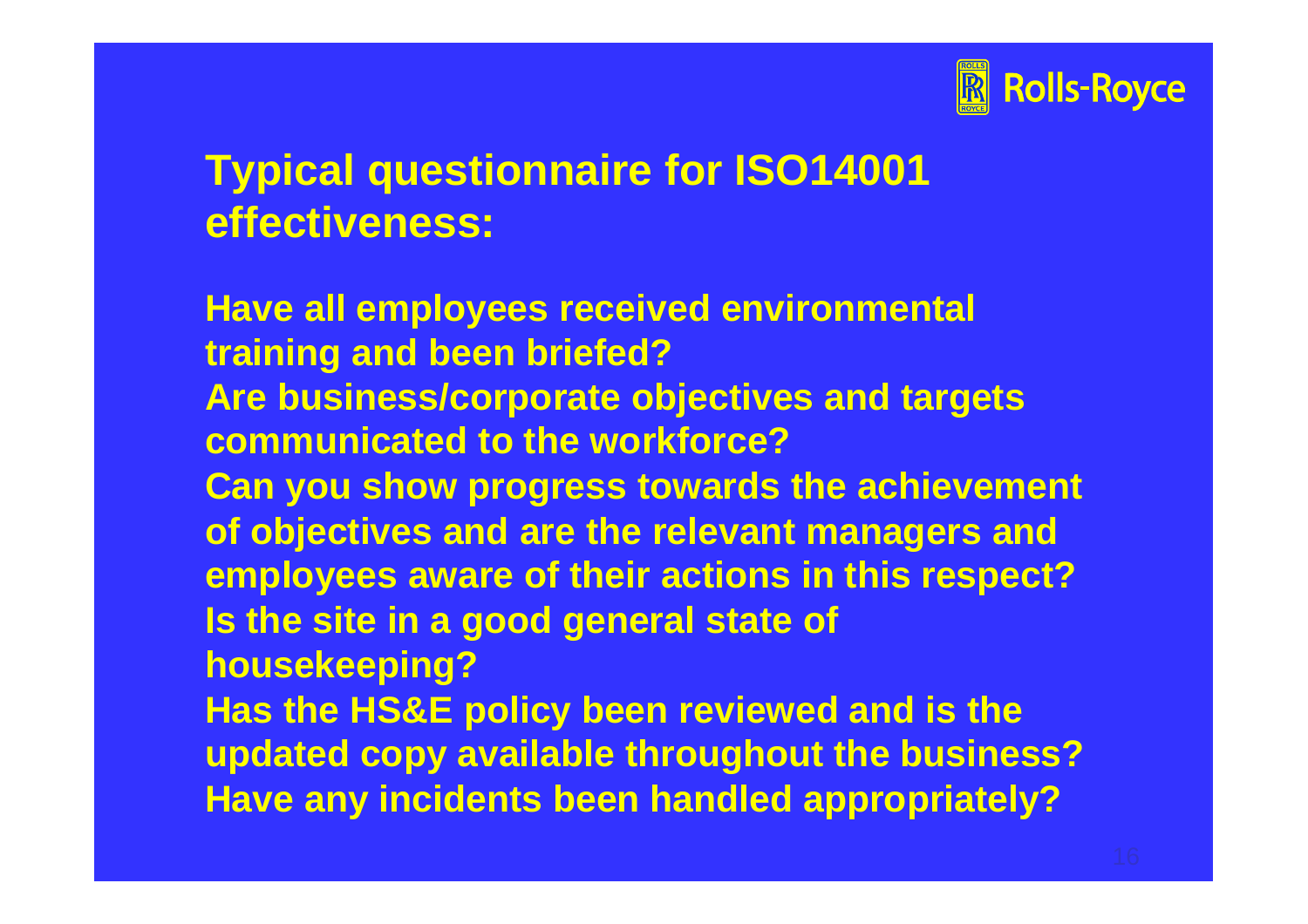## Typical questionnaire for ISO14001 effectiveness:

Have all employees received environmental training and been briefed?
Are business/corporate objectives and targets communicated to the workforce?
Can you show progress towards the achievement of objectives and are the relevant managers and employees aware of their actions in this respect?
Is the site in a good general state of housekeeping?
Has the HS&E policy been reviewed and is the updated copy available throughout the business?
Have any incidents been handled appropriately?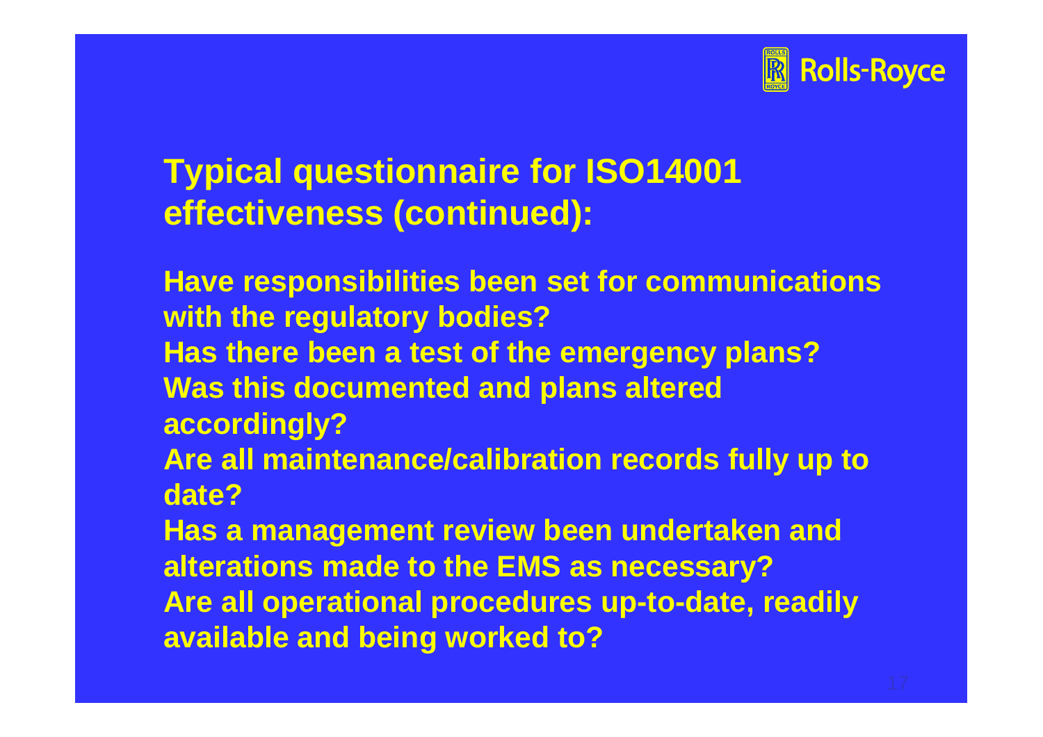## Typical questionnaire for ISO14001 effectiveness (continued):

**Have responsibilities been set for communications with the regulatory bodies?**
**Has there been a test of the emergency plans?**
**Was this documented and plans altered accordingly?**
**Are all maintenance/calibration records fully up to date?**
**Has a management review been undertaken and alterations made to the EMS as necessary?**
**Are all operational procedures up-to-date, readily available and being worked to?**